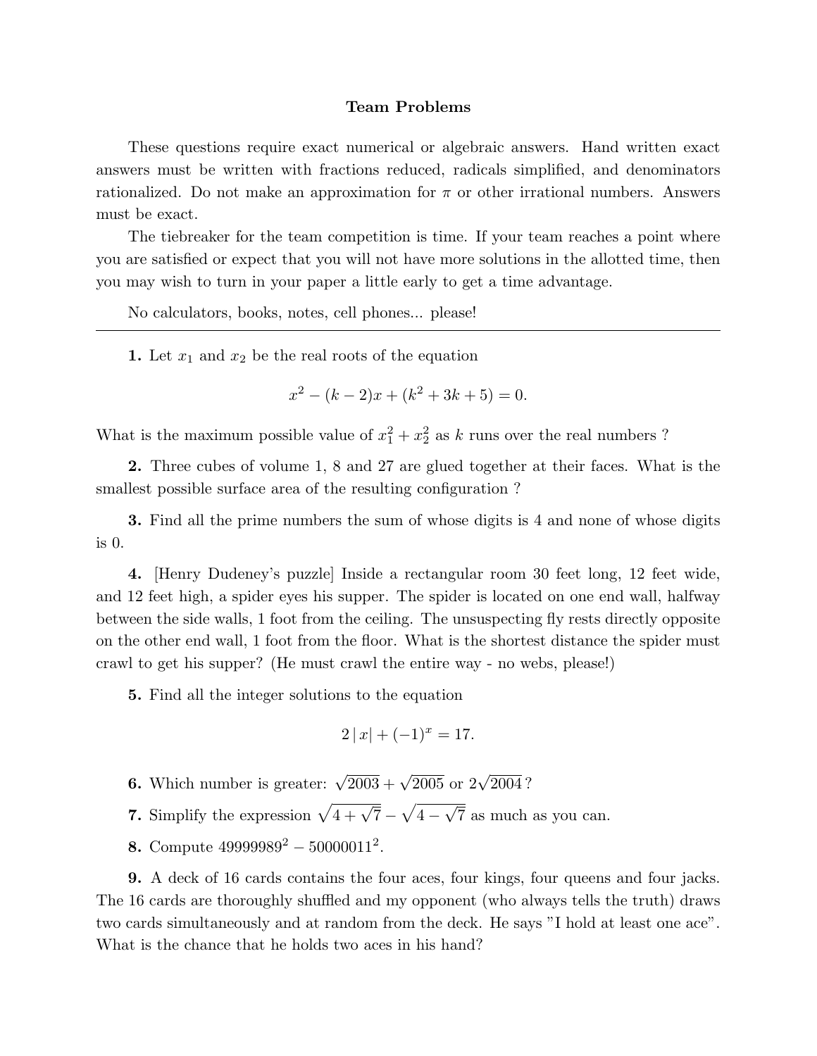## Team Problems

These questions require exact numerical or algebraic answers. Hand written exact answers must be written with fractions reduced, radicals simplified, and denominators rationalized. Do not make an approximation for $\pi$ or other irrational numbers. Answers must be exact.

The tiebreaker for the team competition is time. If your team reaches a point where you are satisfied or expect that you will not have more solutions in the allotted time, then you may wish to turn in your paper a little early to get a time advantage.

No calculators, books, notes, cell phones... please!

---

**1.** Let $x_1$ and $x_2$ be the real roots of the equation

$$x^2 - (k-2)x + (k^2 + 3k + 5) = 0.$$

What is the maximum possible value of $x_1^2 + x_2^2$ as $k$ runs over the real numbers ?

**2.** Three cubes of volume 1, 8 and 27 are glued together at their faces. What is the smallest possible surface area of the resulting configuration ?

**3.** Find all the prime numbers the sum of whose digits is 4 and none of whose digits is 0.

**4.** [Henry Dudeney's puzzle] Inside a rectangular room 30 feet long, 12 feet wide, and 12 feet high, a spider eyes his supper. The spider is located on one end wall, halfway between the side walls, 1 foot from the ceiling. The unsuspecting fly rests directly opposite on the other end wall, 1 foot from the floor. What is the shortest distance the spider must crawl to get his supper? (He must crawl the entire way - no webs, please!)

**5.** Find all the integer solutions to the equation

$$2\,|\,x| + (-1)^x = 17.$$

**6.** Which number is greater: $\sqrt{2003} + \sqrt{2005}$ or $2\sqrt{2004}$ ?

**7.** Simplify the expression $\sqrt{4+\sqrt{7}} - \sqrt{4-\sqrt{7}}$ as much as you can.

**8.** Compute $49999989^2 - 50000011^2$.

**9.** A deck of 16 cards contains the four aces, four kings, four queens and four jacks. The 16 cards are thoroughly shuffled and my opponent (who always tells the truth) draws two cards simultaneously and at random from the deck. He says "I hold at least one ace". What is the chance that he holds two aces in his hand?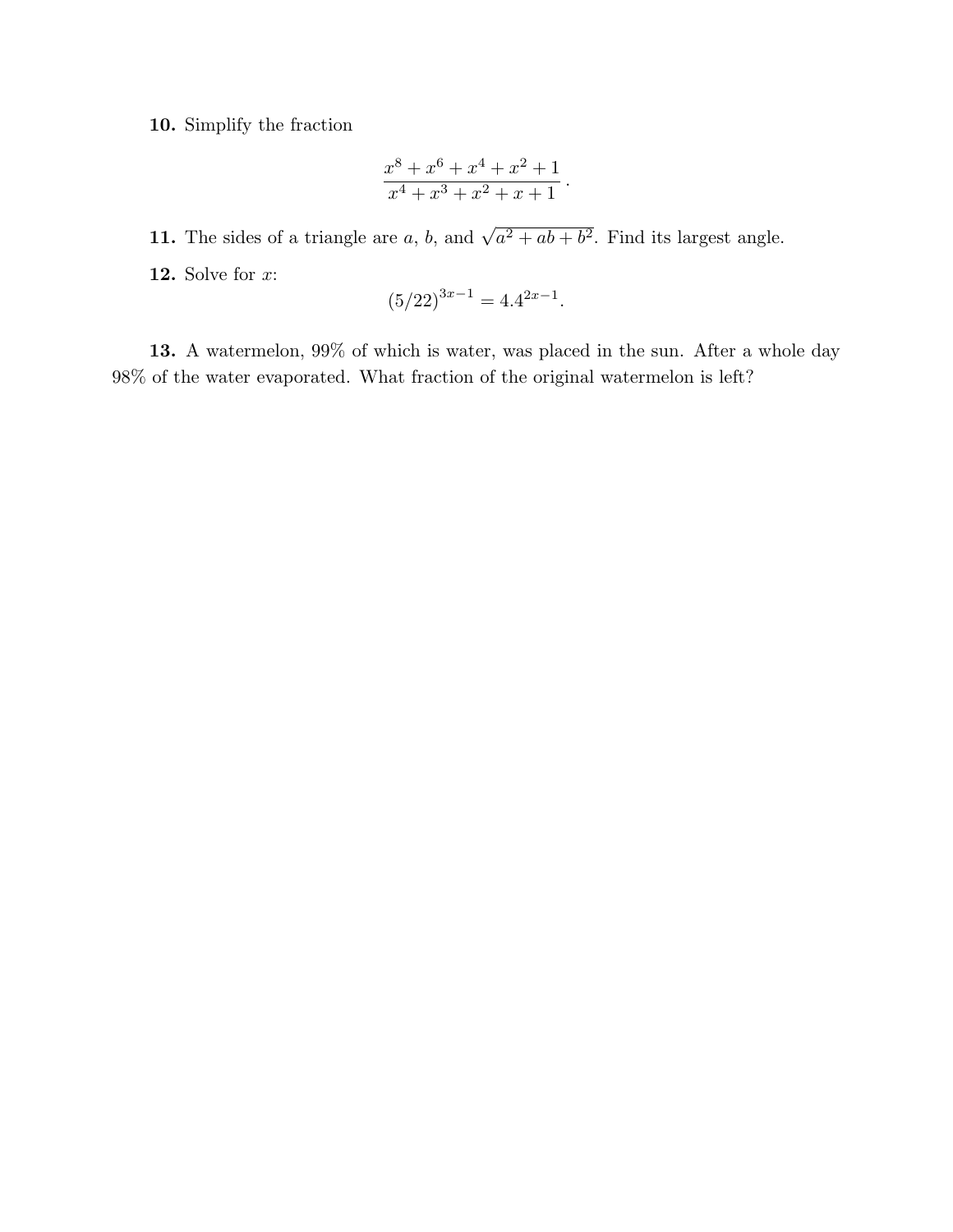**10.** Simplify the fraction

$$\frac{x^8 + x^6 + x^4 + x^2 + 1}{x^4 + x^3 + x^2 + x + 1}.$$

**11.** The sides of a triangle are $a$, $b$, and $\sqrt{a^2 + ab + b^2}$. Find its largest angle.

**12.** Solve for $x$:

$$(5/22)^{3x-1} = 4.4^{2x-1}.$$

**13.** A watermelon, 99% of which is water, was placed in the sun. After a whole day 98% of the water evaporated. What fraction of the original watermelon is left?